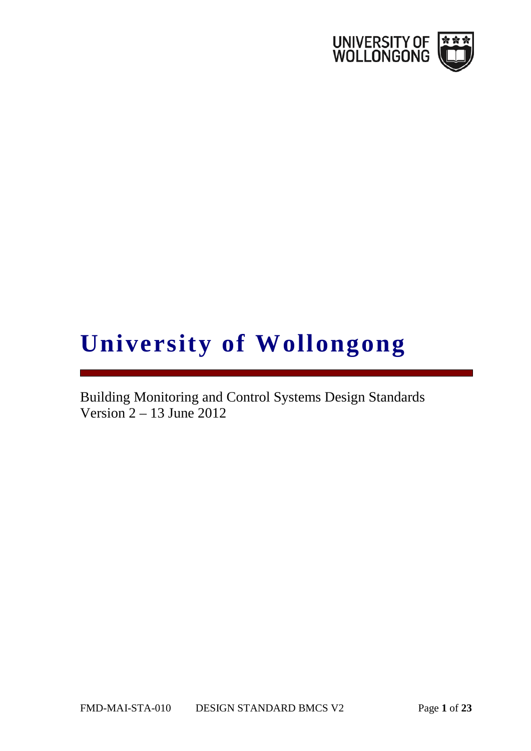# University of Wollongong

Building Monitoring and Control Systems Design Standards
Version 2 – 13 June 2012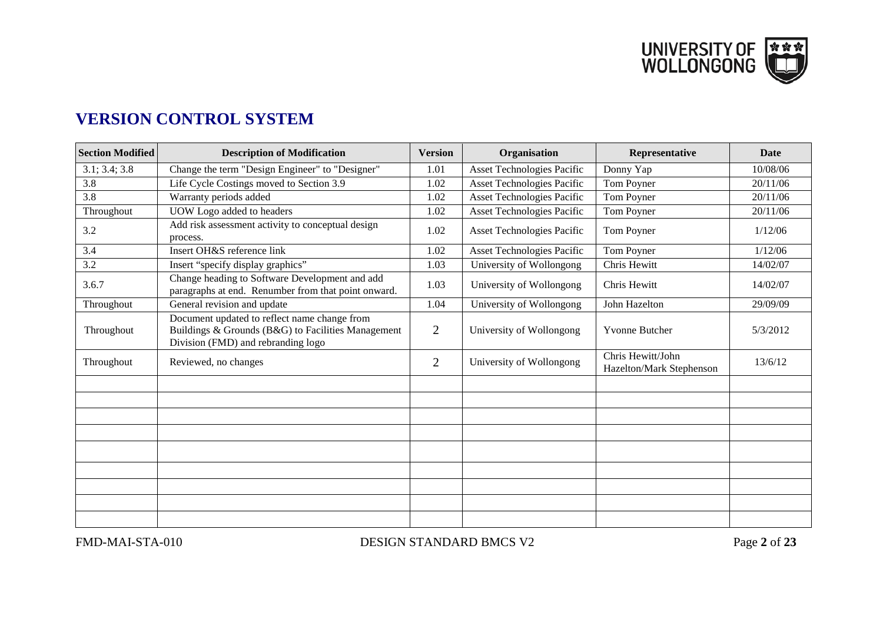# VERSION CONTROL SYSTEM

| Section Modified | Description of Modification | Version | Organisation | Representative | Date |
|---|---|---|---|---|---|
| 3.1; 3.4; 3.8 | Change the term "Design Engineer" to "Designer" | 1.01 | Asset Technologies Pacific | Donny Yap | 10/08/06 |
| 3.8 | Life Cycle Costings moved to Section 3.9 | 1.02 | Asset Technologies Pacific | Tom Poyner | 20/11/06 |
| 3.8 | Warranty periods added | 1.02 | Asset Technologies Pacific | Tom Poyner | 20/11/06 |
| Throughout | UOW Logo added to headers | 1.02 | Asset Technologies Pacific | Tom Poyner | 20/11/06 |
| 3.2 | Add risk assessment activity to conceptual design process. | 1.02 | Asset Technologies Pacific | Tom Poyner | 1/12/06 |
| 3.4 | Insert OH&S reference link | 1.02 | Asset Technologies Pacific | Tom Poyner | 1/12/06 |
| 3.2 | Insert "specify display graphics" | 1.03 | University of Wollongong | Chris Hewitt | 14/02/07 |
| 3.6.7 | Change heading to Software Development and add paragraphs at end. Renumber from that point onward. | 1.03 | University of Wollongong | Chris Hewitt | 14/02/07 |
| Throughout | General revision and update | 1.04 | University of Wollongong | John Hazelton | 29/09/09 |
| Throughout | Document updated to reflect name change from Buildings & Grounds (B&G) to Facilities Management Division (FMD) and rebranding logo | 2 | University of Wollongong | Yvonne Butcher | 5/3/2012 |
| Throughout | Reviewed, no changes | 2 | University of Wollongong | Chris Hewitt/John Hazelton/Mark Stephenson | 13/6/12 |
| | | | | | |
| | | | | | |
| | | | | | |
| | | | | | |
| | | | | | |
| | | | | | |
| | | | | | |
| | | | | | |
| | | | | | |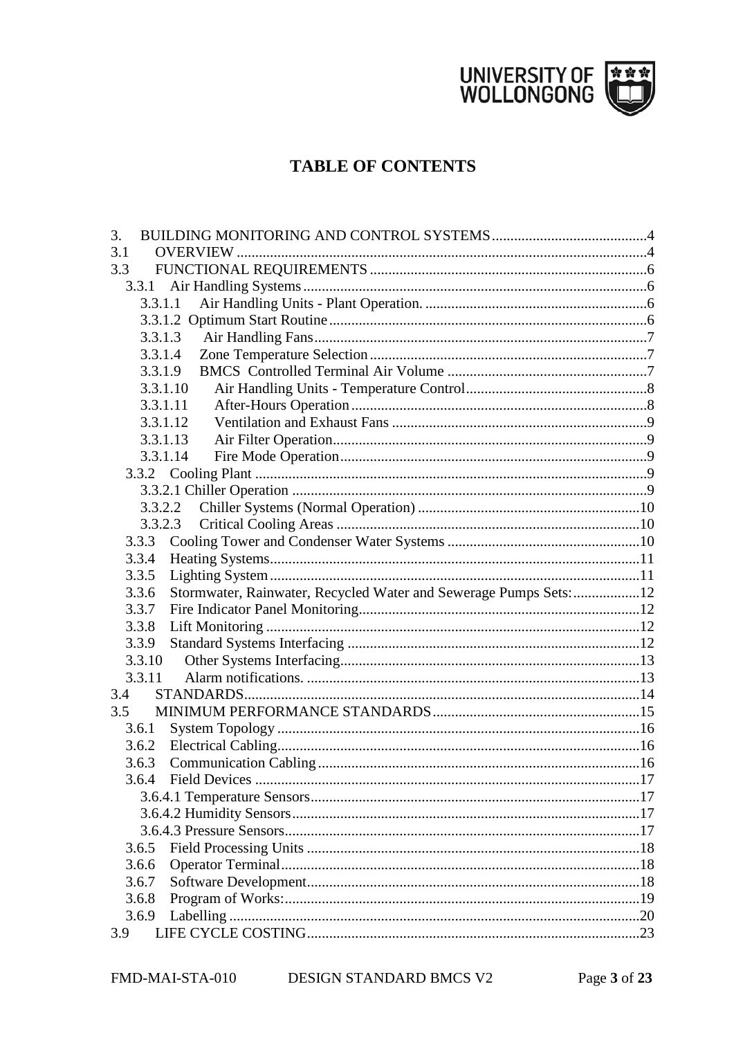# TABLE OF CONTENTS

3. BUILDING MONITORING AND CONTROL SYSTEMS .......................................... 4
3.1 OVERVIEW .......................................................................................... 4
3.3 FUNCTIONAL REQUIREMENTS ............................................................ 6
- 3.3.1 Air Handling Systems ..................................................................... 6
  - 3.3.1.1 Air Handling Units - Plant Operation. ........................................... 6
  - 3.3.1.2 Optimum Start Routine ................................................................ 6
  - 3.3.1.3 Air Handling Fans ....................................................................... 7
  - 3.3.1.4 Zone Temperature Selection ........................................................ 7
  - 3.3.1.9 BMCS Controlled Terminal Air Volume ......................................... 7
  - 3.3.1.10 Air Handling Units - Temperature Control .................................... 8
  - 3.3.1.11 After-Hours Operation ................................................................ 8
  - 3.3.1.12 Ventilation and Exhaust Fans ...................................................... 9
  - 3.3.1.13 Air Filter Operation ..................................................................... 9
  - 3.3.1.14 Fire Mode Operation ................................................................... 9
- 3.3.2 Cooling Plant ................................................................................. 9
  - 3.3.2.1 Chiller Operation ......................................................................... 9
  - 3.3.2.2 Chiller Systems (Normal Operation) ............................................ 10
  - 3.3.2.3 Critical Cooling Areas ................................................................. 10
- 3.3.3 Cooling Tower and Condenser Water Systems ................................... 10
- 3.3.4 Heating Systems ............................................................................ 11
- 3.3.5 Lighting System ............................................................................. 11
- 3.3.6 Stormwater, Rainwater, Recycled Water and Sewerage Pumps Sets: ...... 12
- 3.3.7 Fire Indicator Panel Monitoring ......................................................... 12
- 3.3.8 Lift Monitoring ............................................................................... 12
- 3.3.9 Standard Systems Interfacing ........................................................... 12
- 3.3.10 Other Systems Interfacing .............................................................. 13
- 3.3.11 Alarm notifications. ....................................................................... 13

3.4 STANDARDS ........................................................................................ 14
3.5 MINIMUM PERFORMANCE STANDARDS .................................................. 15
- 3.6.1 System Topology ............................................................................ 16
- 3.6.2 Electrical Cabling ............................................................................ 16
- 3.6.3 Communication Cabling ................................................................... 16
- 3.6.4 Field Devices .................................................................................. 17
  - 3.6.4.1 Temperature Sensors .................................................................. 17
  - 3.6.4.2 Humidity Sensors ....................................................................... 17
  - 3.6.4.3 Pressure Sensors ........................................................................ 17
- 3.6.5 Field Processing Units ..................................................................... 18
- 3.6.6 Operator Terminal ........................................................................... 18
- 3.6.7 Software Development .................................................................... 18
- 3.6.8 Program of Works: .......................................................................... 19
- 3.6.9 Labelling ....................................................................................... 20

3.9 LIFE CYCLE COSTING ......................................................................... 23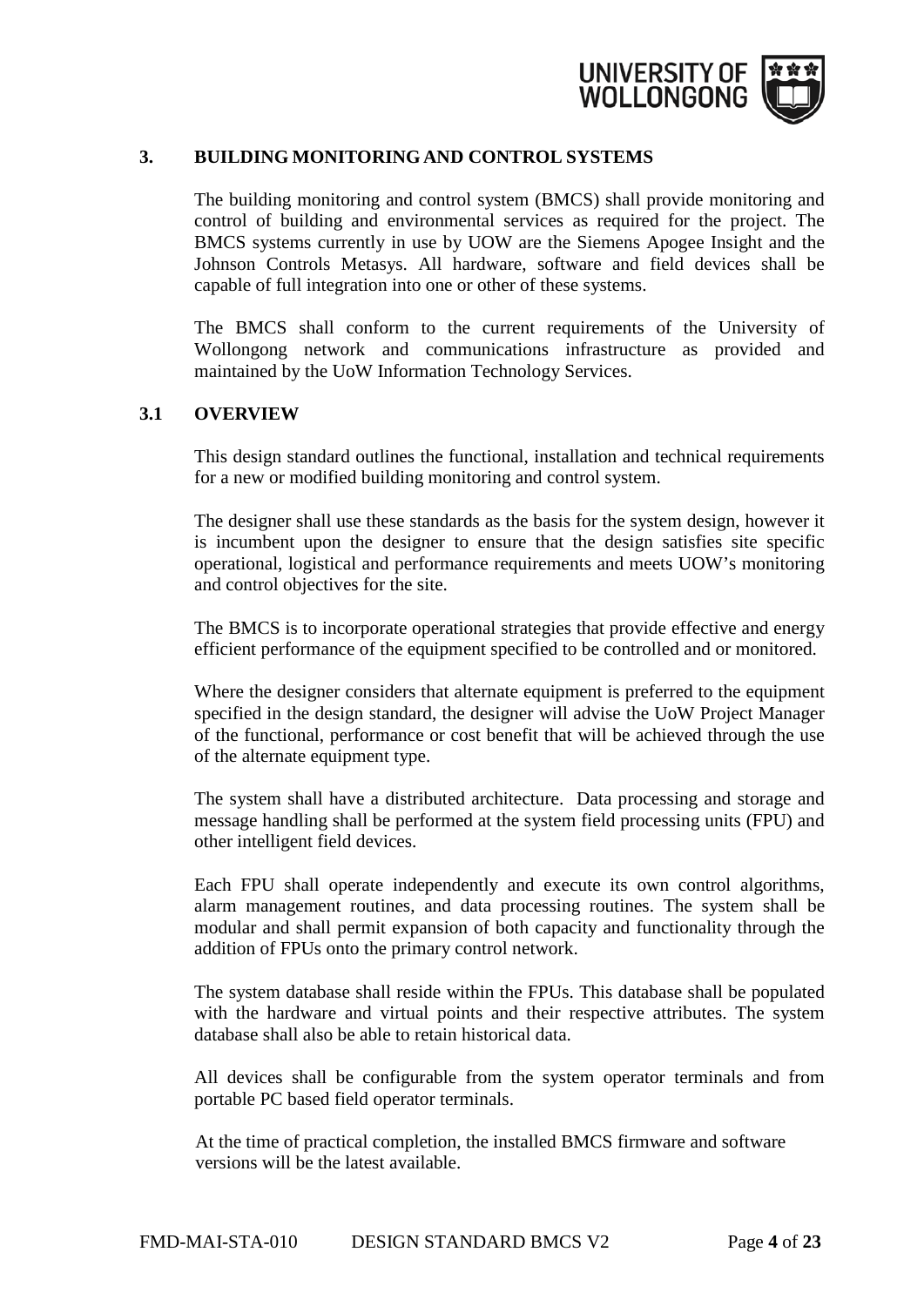## 3. BUILDING MONITORING AND CONTROL SYSTEMS

The building monitoring and control system (BMCS) shall provide monitoring and control of building and environmental services as required for the project. The BMCS systems currently in use by UOW are the Siemens Apogee Insight and the Johnson Controls Metasys. All hardware, software and field devices shall be capable of full integration into one or other of these systems.

The BMCS shall conform to the current requirements of the University of Wollongong network and communications infrastructure as provided and maintained by the UoW Information Technology Services.

### 3.1 OVERVIEW

This design standard outlines the functional, installation and technical requirements for a new or modified building monitoring and control system.

The designer shall use these standards as the basis for the system design, however it is incumbent upon the designer to ensure that the design satisfies site specific operational, logistical and performance requirements and meets UOW's monitoring and control objectives for the site.

The BMCS is to incorporate operational strategies that provide effective and energy efficient performance of the equipment specified to be controlled and or monitored.

Where the designer considers that alternate equipment is preferred to the equipment specified in the design standard, the designer will advise the UoW Project Manager of the functional, performance or cost benefit that will be achieved through the use of the alternate equipment type.

The system shall have a distributed architecture. Data processing and storage and message handling shall be performed at the system field processing units (FPU) and other intelligent field devices.

Each FPU shall operate independently and execute its own control algorithms, alarm management routines, and data processing routines. The system shall be modular and shall permit expansion of both capacity and functionality through the addition of FPUs onto the primary control network.

The system database shall reside within the FPUs. This database shall be populated with the hardware and virtual points and their respective attributes. The system database shall also be able to retain historical data.

All devices shall be configurable from the system operator terminals and from portable PC based field operator terminals.

At the time of practical completion, the installed BMCS firmware and software versions will be the latest available.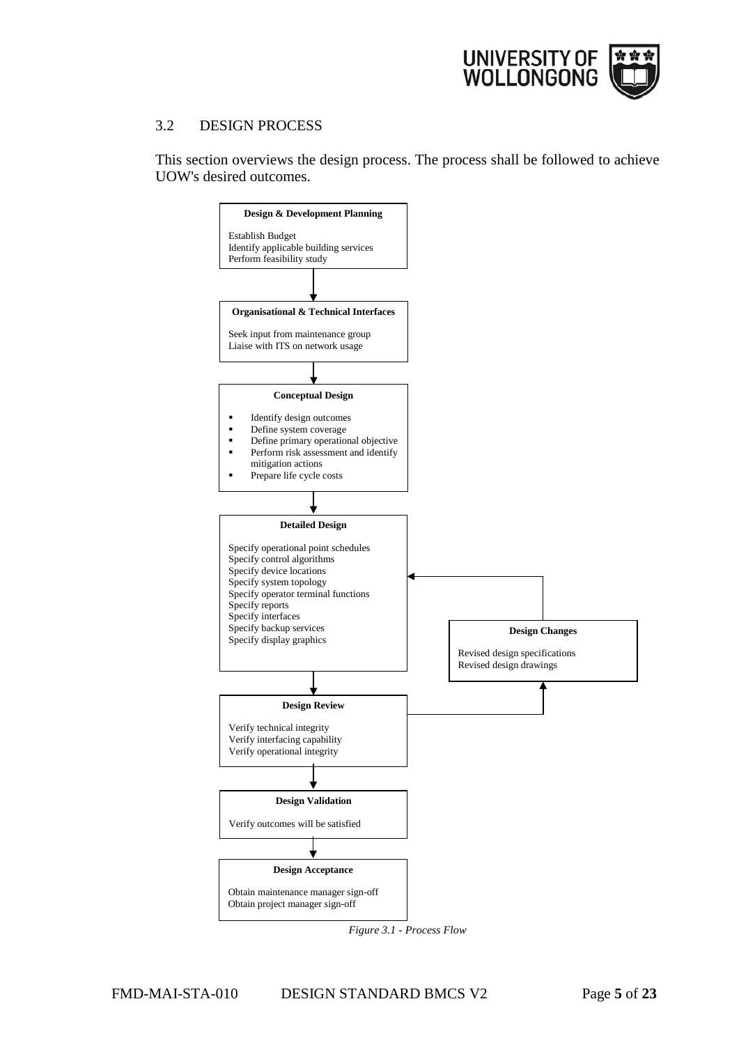## 3.2 DESIGN PROCESS

This section overviews the design process. The process shall be followed to achieve UOW's desired outcomes.

**Design & Development Planning**

Establish Budget
Identify applicable building services
Perform feasibility study

↓

**Organisational & Technical Interfaces**

Seek input from maintenance group
Liaise with ITS on network usage

↓

**Conceptual Design**

- Identify design outcomes
- Define system coverage
- Define primary operational objective
- Perform risk assessment and identify mitigation actions
- Prepare life cycle costs

↓

**Detailed Design**

Specify operational point schedules
Specify control algorithms
Specify device locations
Specify system topology
Specify operator terminal functions
Specify reports
Specify interfaces
Specify backup services
Specify display graphics

↓

**Design Review**

Verify technical integrity
Verify interfacing capability
Verify operational integrity

(Design Review → Design Changes → Detailed Design)

**Design Changes**

Revised design specifications
Revised design drawings

↓

**Design Validation**

Verify outcomes will be satisfied

↓

**Design Acceptance**

Obtain maintenance manager sign-off
Obtain project manager sign-off

*Figure 3.1 - Process Flow*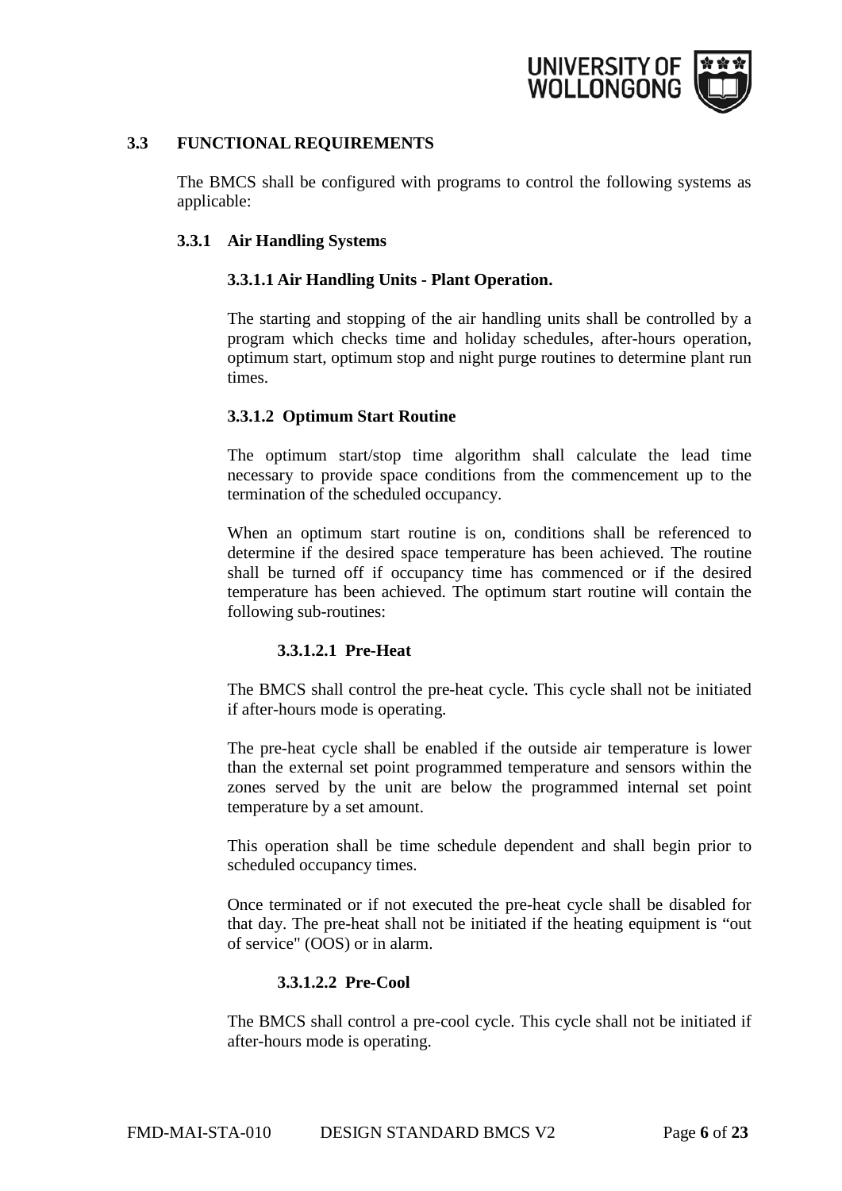## 3.3 FUNCTIONAL REQUIREMENTS

The BMCS shall be configured with programs to control the following systems as applicable:

### 3.3.1 Air Handling Systems

#### 3.3.1.1 Air Handling Units - Plant Operation.

The starting and stopping of the air handling units shall be controlled by a program which checks time and holiday schedules, after-hours operation, optimum start, optimum stop and night purge routines to determine plant run times.

#### 3.3.1.2 Optimum Start Routine

The optimum start/stop time algorithm shall calculate the lead time necessary to provide space conditions from the commencement up to the termination of the scheduled occupancy.

When an optimum start routine is on, conditions shall be referenced to determine if the desired space temperature has been achieved. The routine shall be turned off if occupancy time has commenced or if the desired temperature has been achieved. The optimum start routine will contain the following sub-routines:

##### 3.3.1.2.1 Pre-Heat

The BMCS shall control the pre-heat cycle. This cycle shall not be initiated if after-hours mode is operating.

The pre-heat cycle shall be enabled if the outside air temperature is lower than the external set point programmed temperature and sensors within the zones served by the unit are below the programmed internal set point temperature by a set amount.

This operation shall be time schedule dependent and shall begin prior to scheduled occupancy times.

Once terminated or if not executed the pre-heat cycle shall be disabled for that day. The pre-heat shall not be initiated if the heating equipment is "out of service" (OOS) or in alarm.

##### 3.3.1.2.2 Pre-Cool

The BMCS shall control a pre-cool cycle. This cycle shall not be initiated if after-hours mode is operating.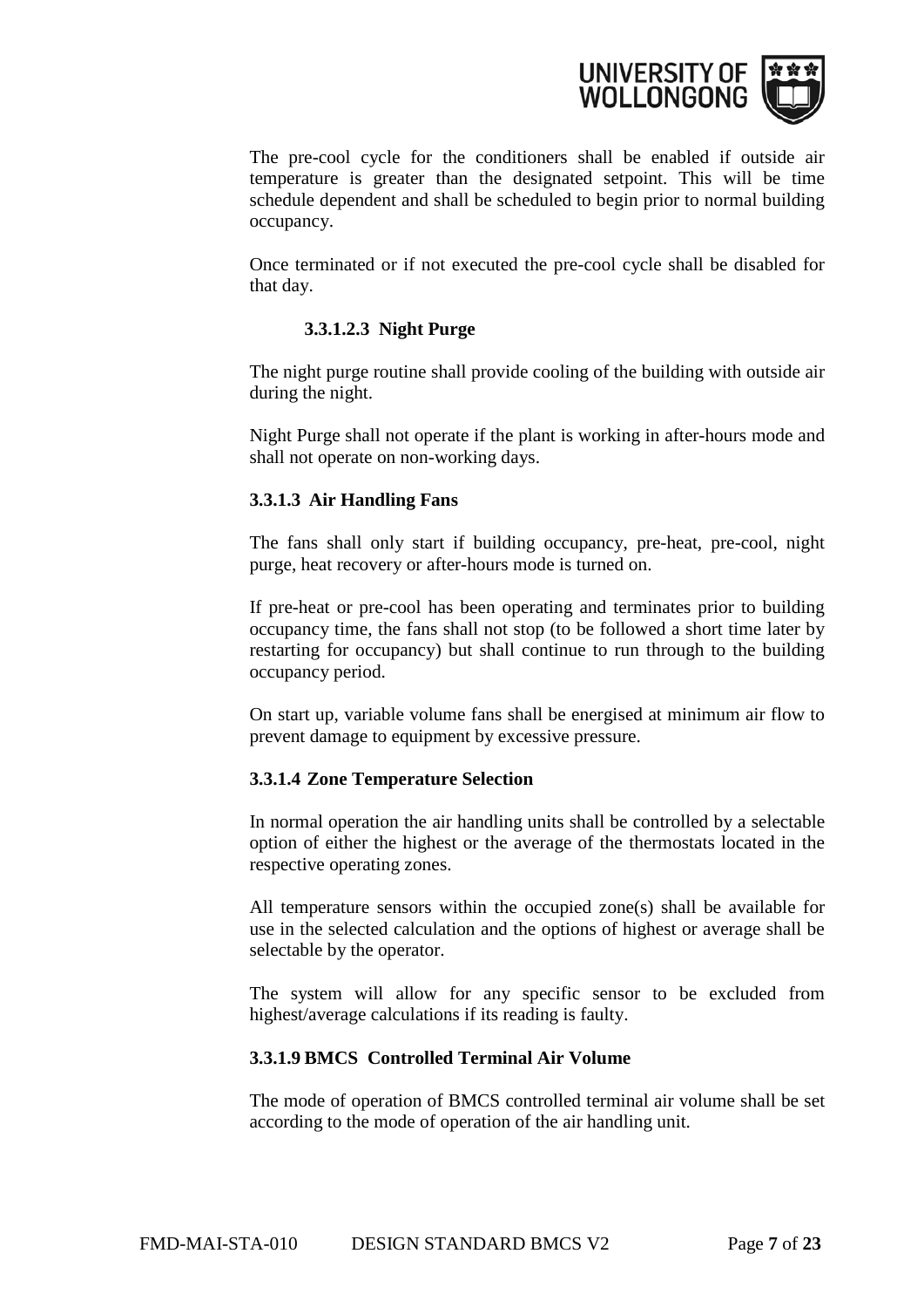The pre-cool cycle for the conditioners shall be enabled if outside air temperature is greater than the designated setpoint. This will be time schedule dependent and shall be scheduled to begin prior to normal building occupancy.

Once terminated or if not executed the pre-cool cycle shall be disabled for that day.

##### 3.3.1.2.3 Night Purge

The night purge routine shall provide cooling of the building with outside air during the night.

Night Purge shall not operate if the plant is working in after-hours mode and shall not operate on non-working days.

#### 3.3.1.3 Air Handling Fans

The fans shall only start if building occupancy, pre-heat, pre-cool, night purge, heat recovery or after-hours mode is turned on.

If pre-heat or pre-cool has been operating and terminates prior to building occupancy time, the fans shall not stop (to be followed a short time later by restarting for occupancy) but shall continue to run through to the building occupancy period.

On start up, variable volume fans shall be energised at minimum air flow to prevent damage to equipment by excessive pressure.

#### 3.3.1.4 Zone Temperature Selection

In normal operation the air handling units shall be controlled by a selectable option of either the highest or the average of the thermostats located in the respective operating zones.

All temperature sensors within the occupied zone(s) shall be available for use in the selected calculation and the options of highest or average shall be selectable by the operator.

The system will allow for any specific sensor to be excluded from highest/average calculations if its reading is faulty.

#### 3.3.1.9 BMCS Controlled Terminal Air Volume

The mode of operation of BMCS controlled terminal air volume shall be set according to the mode of operation of the air handling unit.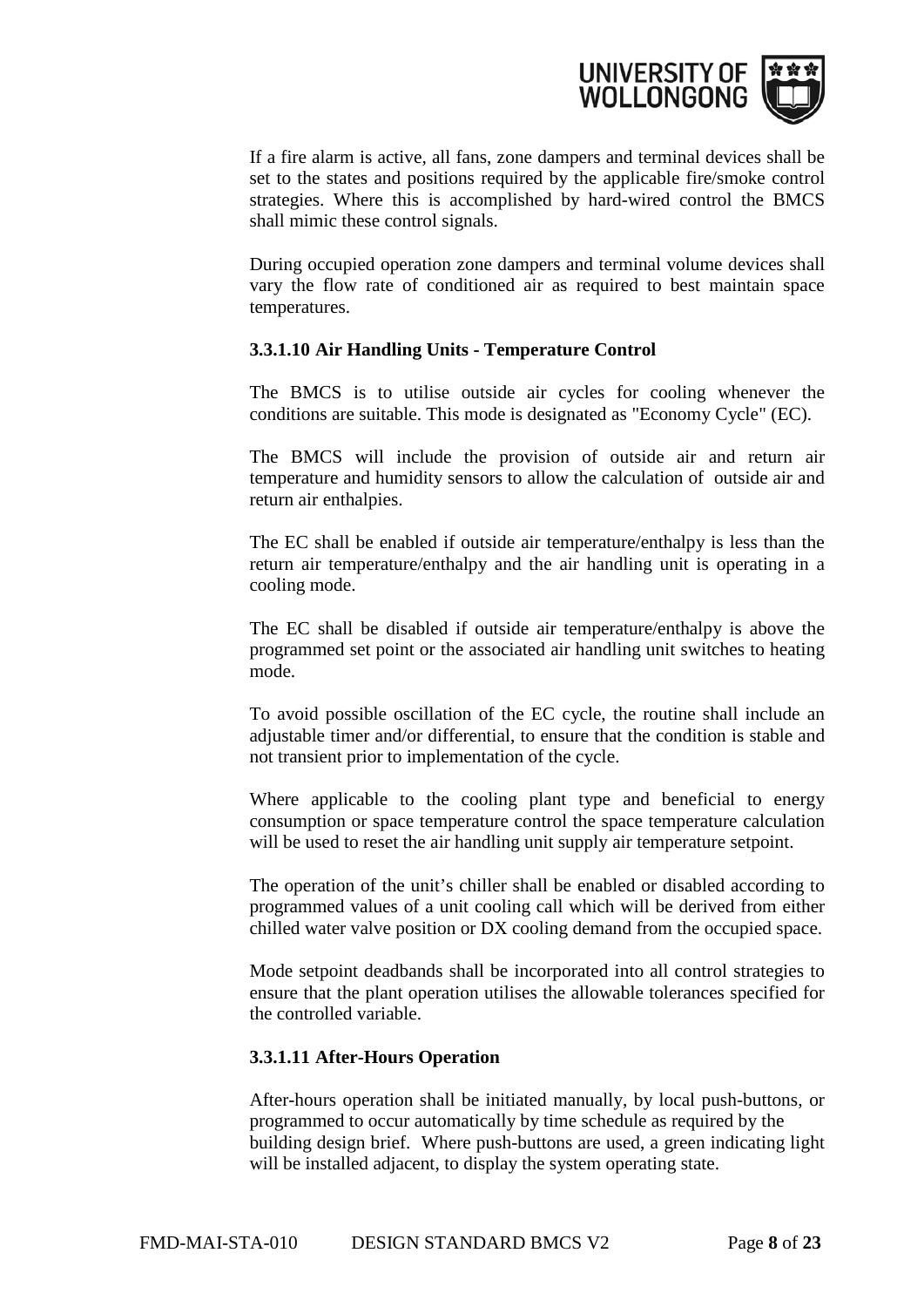If a fire alarm is active, all fans, zone dampers and terminal devices shall be set to the states and positions required by the applicable fire/smoke control strategies. Where this is accomplished by hard-wired control the BMCS shall mimic these control signals.

During occupied operation zone dampers and terminal volume devices shall vary the flow rate of conditioned air as required to best maintain space temperatures.

#### 3.3.1.10 Air Handling Units - Temperature Control

The BMCS is to utilise outside air cycles for cooling whenever the conditions are suitable. This mode is designated as "Economy Cycle" (EC).

The BMCS will include the provision of outside air and return air temperature and humidity sensors to allow the calculation of outside air and return air enthalpies.

The EC shall be enabled if outside air temperature/enthalpy is less than the return air temperature/enthalpy and the air handling unit is operating in a cooling mode.

The EC shall be disabled if outside air temperature/enthalpy is above the programmed set point or the associated air handling unit switches to heating mode.

To avoid possible oscillation of the EC cycle, the routine shall include an adjustable timer and/or differential, to ensure that the condition is stable and not transient prior to implementation of the cycle.

Where applicable to the cooling plant type and beneficial to energy consumption or space temperature control the space temperature calculation will be used to reset the air handling unit supply air temperature setpoint.

The operation of the unit's chiller shall be enabled or disabled according to programmed values of a unit cooling call which will be derived from either chilled water valve position or DX cooling demand from the occupied space.

Mode setpoint deadbands shall be incorporated into all control strategies to ensure that the plant operation utilises the allowable tolerances specified for the controlled variable.

#### 3.3.1.11 After-Hours Operation

After-hours operation shall be initiated manually, by local push-buttons, or programmed to occur automatically by time schedule as required by the building design brief. Where push-buttons are used, a green indicating light will be installed adjacent, to display the system operating state.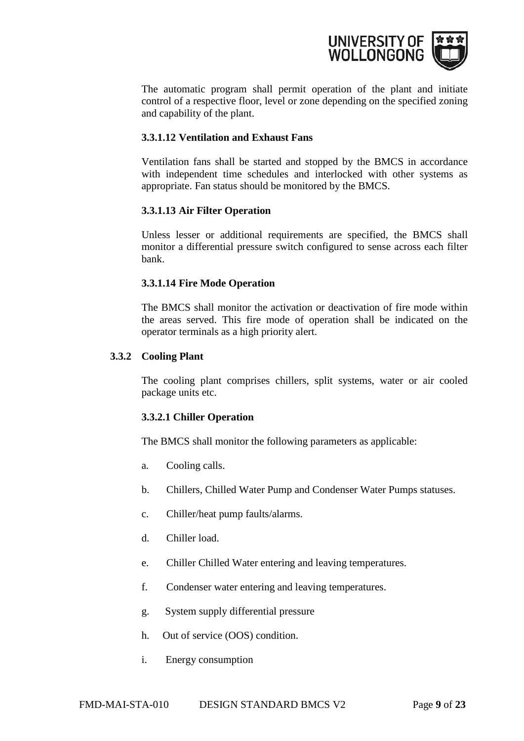The automatic program shall permit operation of the plant and initiate control of a respective floor, level or zone depending on the specified zoning and capability of the plant.

#### 3.3.1.12 Ventilation and Exhaust Fans

Ventilation fans shall be started and stopped by the BMCS in accordance with independent time schedules and interlocked with other systems as appropriate. Fan status should be monitored by the BMCS.

#### 3.3.1.13 Air Filter Operation

Unless lesser or additional requirements are specified, the BMCS shall monitor a differential pressure switch configured to sense across each filter bank.

#### 3.3.1.14 Fire Mode Operation

The BMCS shall monitor the activation or deactivation of fire mode within the areas served. This fire mode of operation shall be indicated on the operator terminals as a high priority alert.

### 3.3.2 Cooling Plant

The cooling plant comprises chillers, split systems, water or air cooled package units etc.

#### 3.3.2.1 Chiller Operation

The BMCS shall monitor the following parameters as applicable:

a. Cooling calls.

b. Chillers, Chilled Water Pump and Condenser Water Pumps statuses.

c. Chiller/heat pump faults/alarms.

d. Chiller load.

e. Chiller Chilled Water entering and leaving temperatures.

f. Condenser water entering and leaving temperatures.

g. System supply differential pressure

h. Out of service (OOS) condition.

i. Energy consumption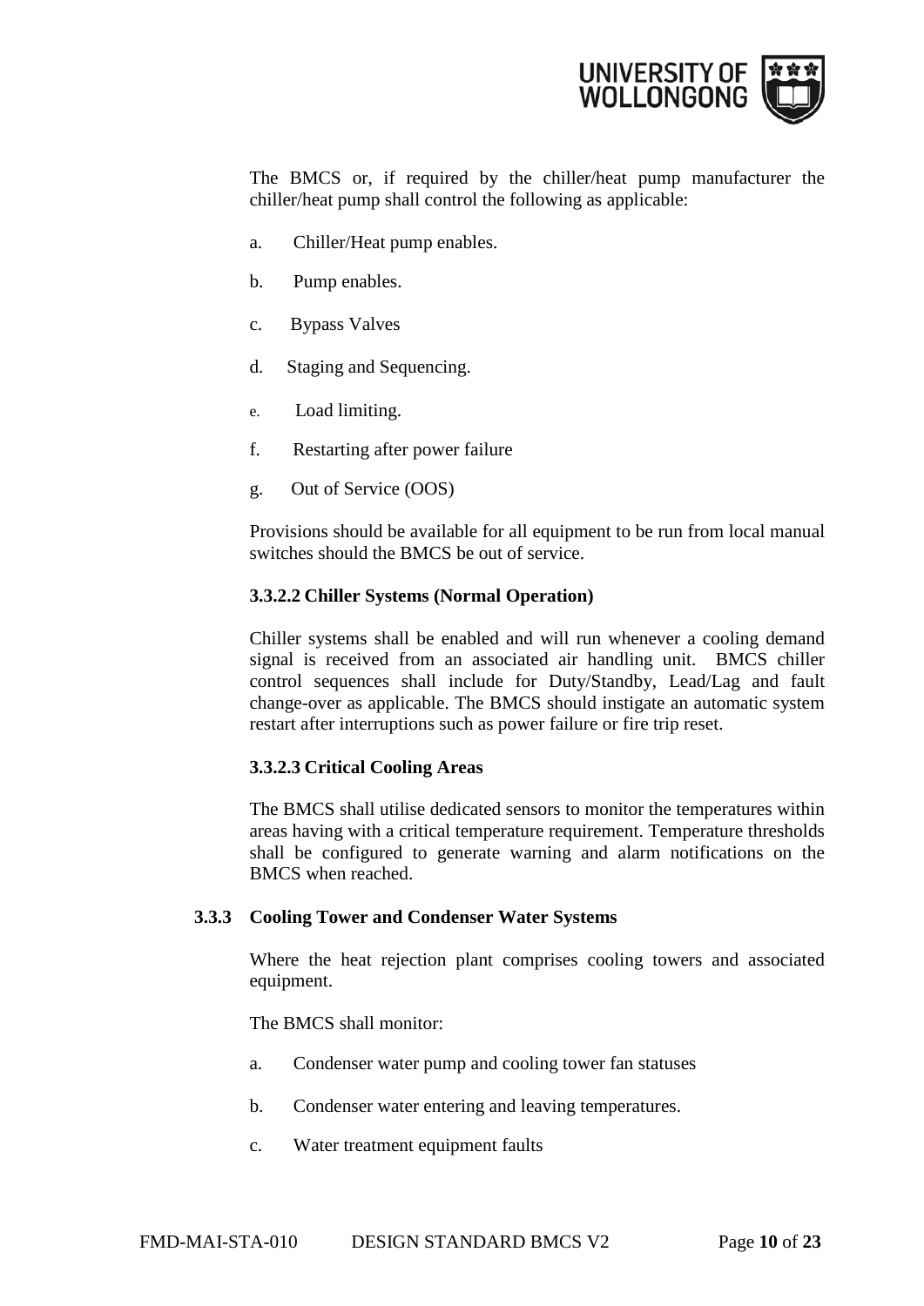The BMCS or, if required by the chiller/heat pump manufacturer the chiller/heat pump shall control the following as applicable:

a. Chiller/Heat pump enables.

b. Pump enables.

c. Bypass Valves

d. Staging and Sequencing.

e. Load limiting.

f. Restarting after power failure

g. Out of Service (OOS)

Provisions should be available for all equipment to be run from local manual switches should the BMCS be out of service.

#### 3.3.2.2 Chiller Systems (Normal Operation)

Chiller systems shall be enabled and will run whenever a cooling demand signal is received from an associated air handling unit. BMCS chiller control sequences shall include for Duty/Standby, Lead/Lag and fault change-over as applicable. The BMCS should instigate an automatic system restart after interruptions such as power failure or fire trip reset.

#### 3.3.2.3 Critical Cooling Areas

The BMCS shall utilise dedicated sensors to monitor the temperatures within areas having with a critical temperature requirement. Temperature thresholds shall be configured to generate warning and alarm notifications on the BMCS when reached.

### 3.3.3 Cooling Tower and Condenser Water Systems

Where the heat rejection plant comprises cooling towers and associated equipment.

The BMCS shall monitor:

a. Condenser water pump and cooling tower fan statuses

b. Condenser water entering and leaving temperatures.

c. Water treatment equipment faults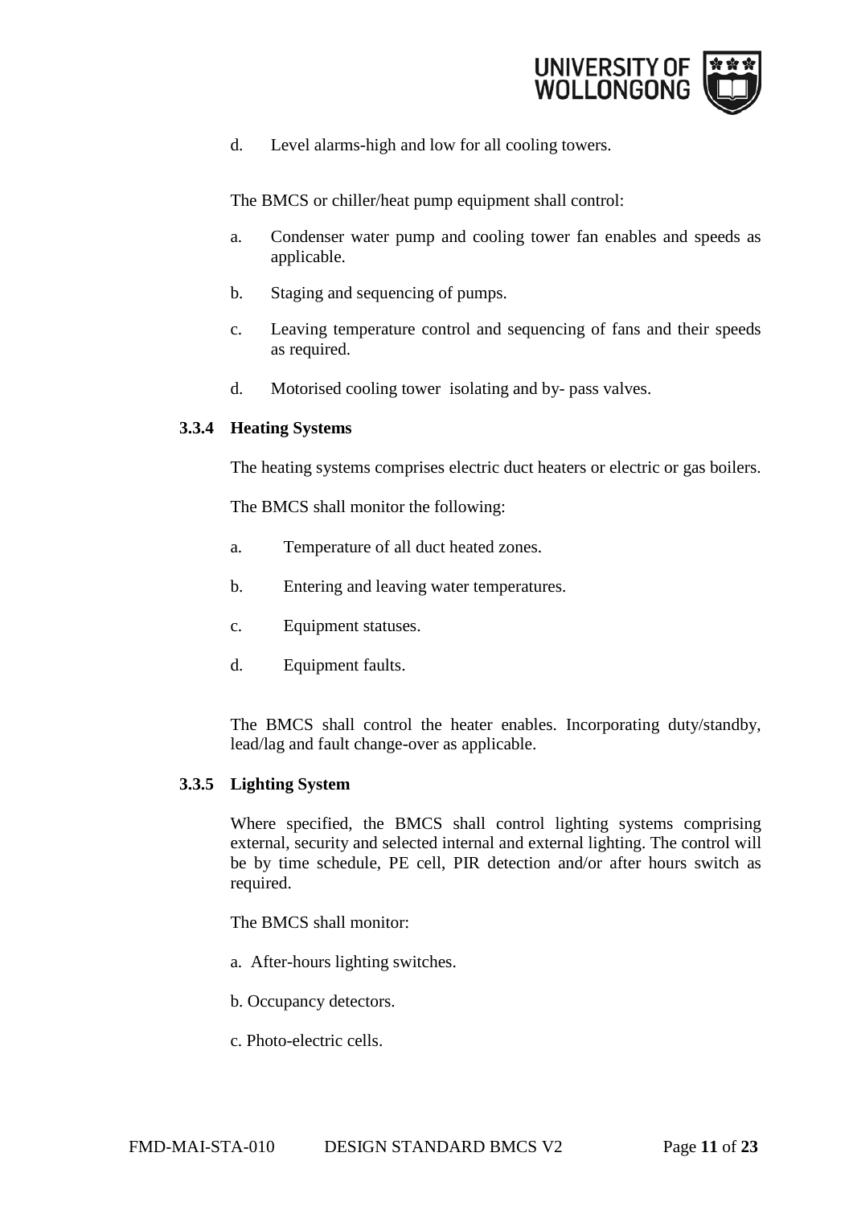d. Level alarms-high and low for all cooling towers.

The BMCS or chiller/heat pump equipment shall control:

a. Condenser water pump and cooling tower fan enables and speeds as applicable.

b. Staging and sequencing of pumps.

c. Leaving temperature control and sequencing of fans and their speeds as required.

d. Motorised cooling tower isolating and by- pass valves.

### 3.3.4 Heating Systems

The heating systems comprises electric duct heaters or electric or gas boilers.

The BMCS shall monitor the following:

a. Temperature of all duct heated zones.

b. Entering and leaving water temperatures.

c. Equipment statuses.

d. Equipment faults.

The BMCS shall control the heater enables. Incorporating duty/standby, lead/lag and fault change-over as applicable.

### 3.3.5 Lighting System

Where specified, the BMCS shall control lighting systems comprising external, security and selected internal and external lighting. The control will be by time schedule, PE cell, PIR detection and/or after hours switch as required.

The BMCS shall monitor:

a. After-hours lighting switches.

b. Occupancy detectors.

c. Photo-electric cells.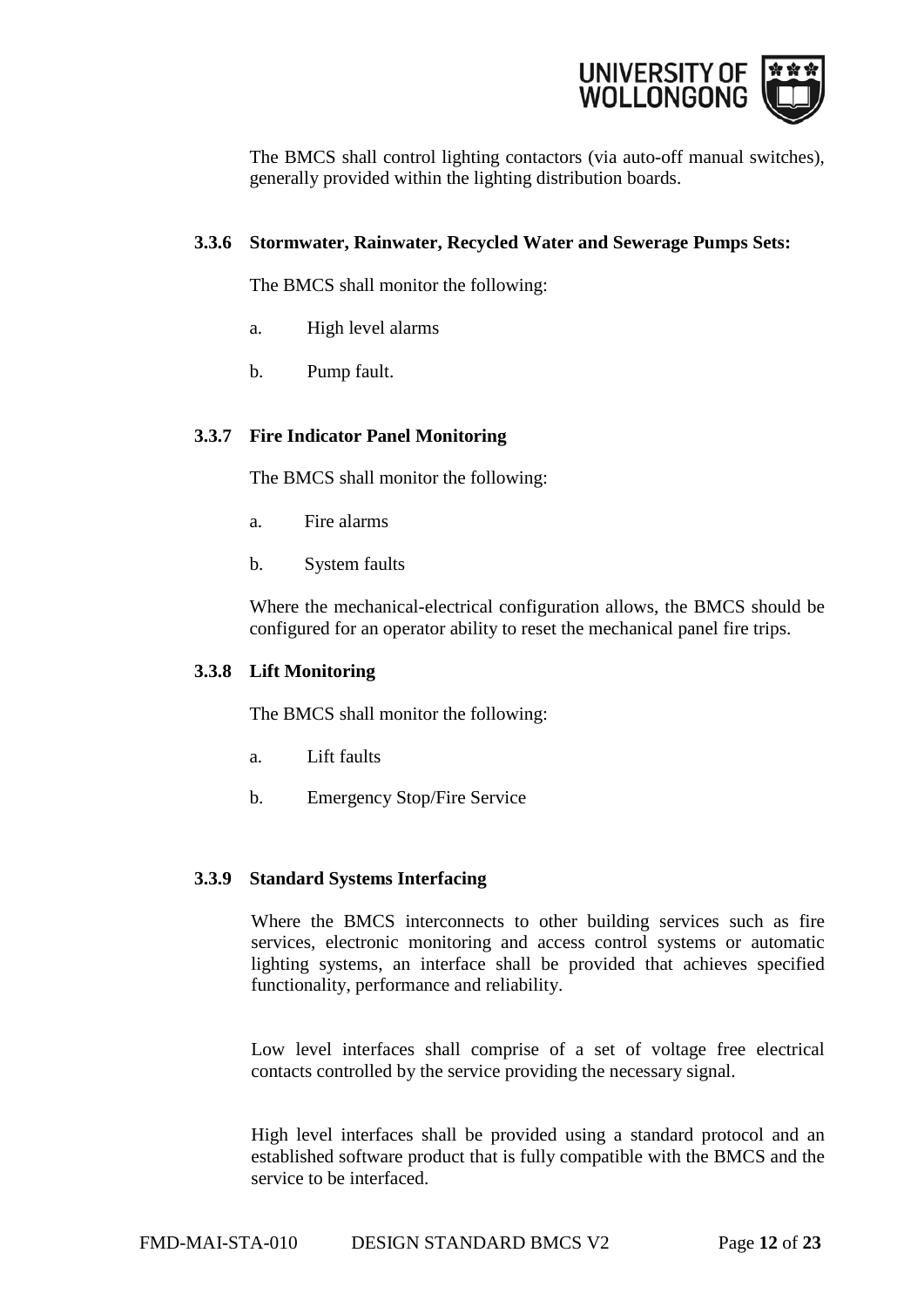The BMCS shall control lighting contactors (via auto-off manual switches), generally provided within the lighting distribution boards.

### 3.3.6 Stormwater, Rainwater, Recycled Water and Sewerage Pumps Sets:

The BMCS shall monitor the following:

a. High level alarms

b. Pump fault.

### 3.3.7 Fire Indicator Panel Monitoring

The BMCS shall monitor the following:

a. Fire alarms

b. System faults

Where the mechanical-electrical configuration allows, the BMCS should be configured for an operator ability to reset the mechanical panel fire trips.

### 3.3.8 Lift Monitoring

The BMCS shall monitor the following:

a. Lift faults

b. Emergency Stop/Fire Service

### 3.3.9 Standard Systems Interfacing

Where the BMCS interconnects to other building services such as fire services, electronic monitoring and access control systems or automatic lighting systems, an interface shall be provided that achieves specified functionality, performance and reliability.

Low level interfaces shall comprise of a set of voltage free electrical contacts controlled by the service providing the necessary signal.

High level interfaces shall be provided using a standard protocol and an established software product that is fully compatible with the BMCS and the service to be interfaced.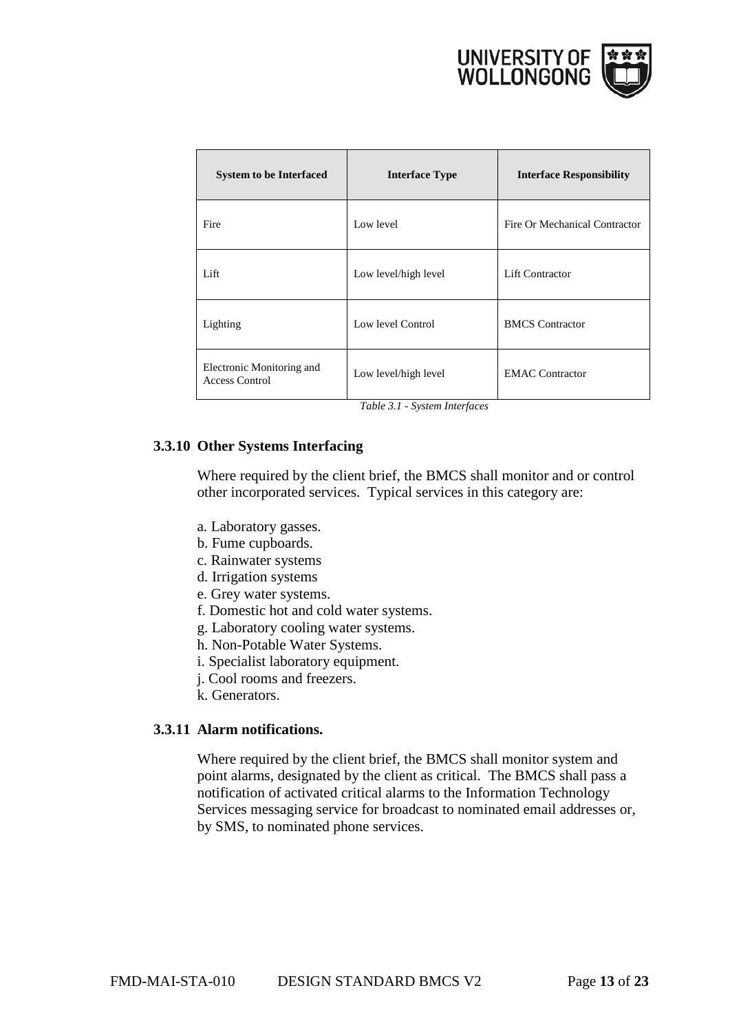| System to be Interfaced | Interface Type | Interface Responsibility |
| --- | --- | --- |
| Fire | Low level | Fire Or Mechanical Contractor |
| Lift | Low level/high level | Lift Contractor |
| Lighting | Low level Control | BMCS Contractor |
| Electronic Monitoring and Access Control | Low level/high level | EMAC Contractor |

*Table 3.1 - System Interfaces*

### 3.3.10 Other Systems Interfacing

Where required by the client brief, the BMCS shall monitor and or control other incorporated services. Typical services in this category are:

a. Laboratory gasses.
b. Fume cupboards.
c. Rainwater systems
d. Irrigation systems
e. Grey water systems.
f. Domestic hot and cold water systems.
g. Laboratory cooling water systems.
h. Non-Potable Water Systems.
i. Specialist laboratory equipment.
j. Cool rooms and freezers.
k. Generators.

### 3.3.11 Alarm notifications.

Where required by the client brief, the BMCS shall monitor system and point alarms, designated by the client as critical. The BMCS shall pass a notification of activated critical alarms to the Information Technology Services messaging service for broadcast to nominated email addresses or, by SMS, to nominated phone services.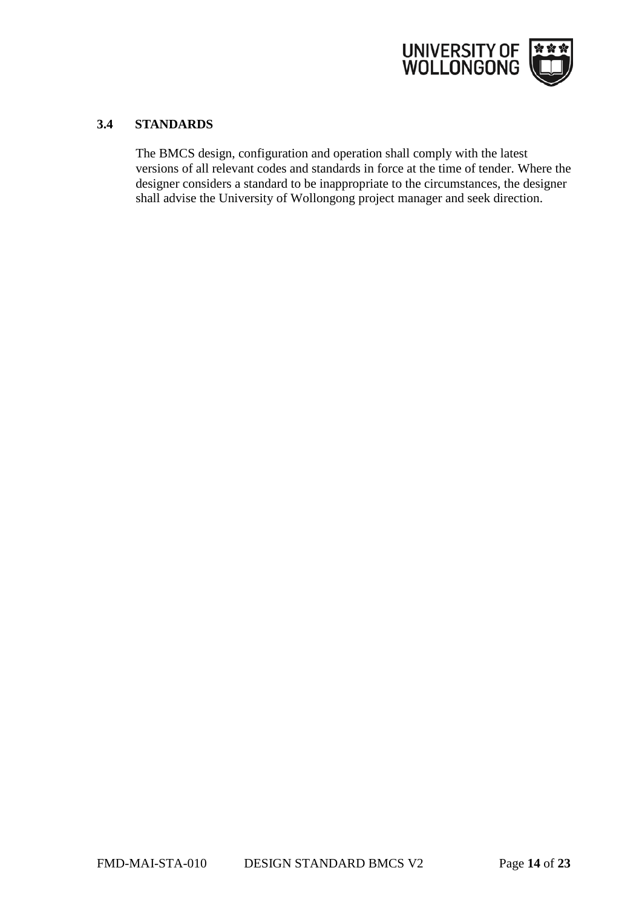### 3.4 STANDARDS

The BMCS design, configuration and operation shall comply with the latest versions of all relevant codes and standards in force at the time of tender. Where the designer considers a standard to be inappropriate to the circumstances, the designer shall advise the University of Wollongong project manager and seek direction.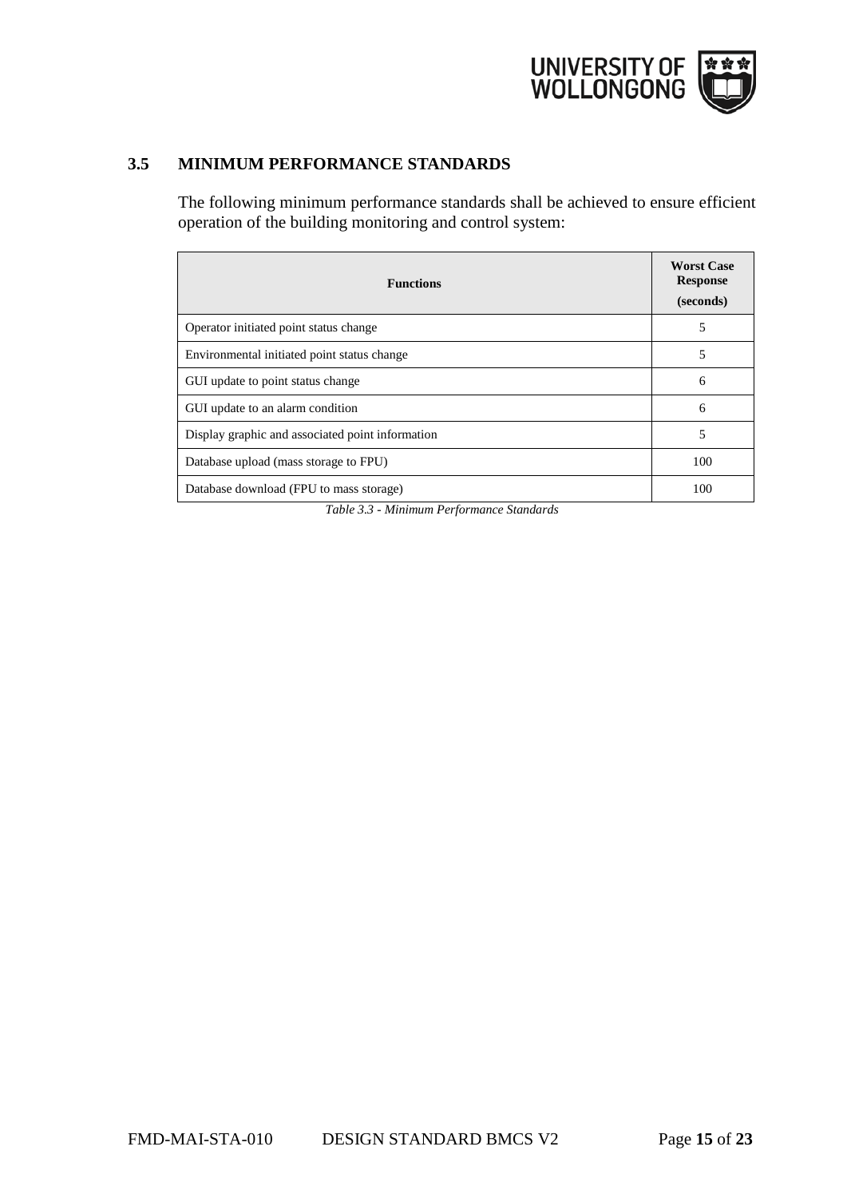### 3.5 MINIMUM PERFORMANCE STANDARDS

The following minimum performance standards shall be achieved to ensure efficient operation of the building monitoring and control system:

| Functions | Worst Case Response (seconds) |
|---|---|
| Operator initiated point status change | 5 |
| Environmental initiated point status change | 5 |
| GUI update to point status change | 6 |
| GUI update to an alarm condition | 6 |
| Display graphic and associated point information | 5 |
| Database upload (mass storage to FPU) | 100 |
| Database download (FPU to mass storage) | 100 |

*Table 3.3 - Minimum Performance Standards*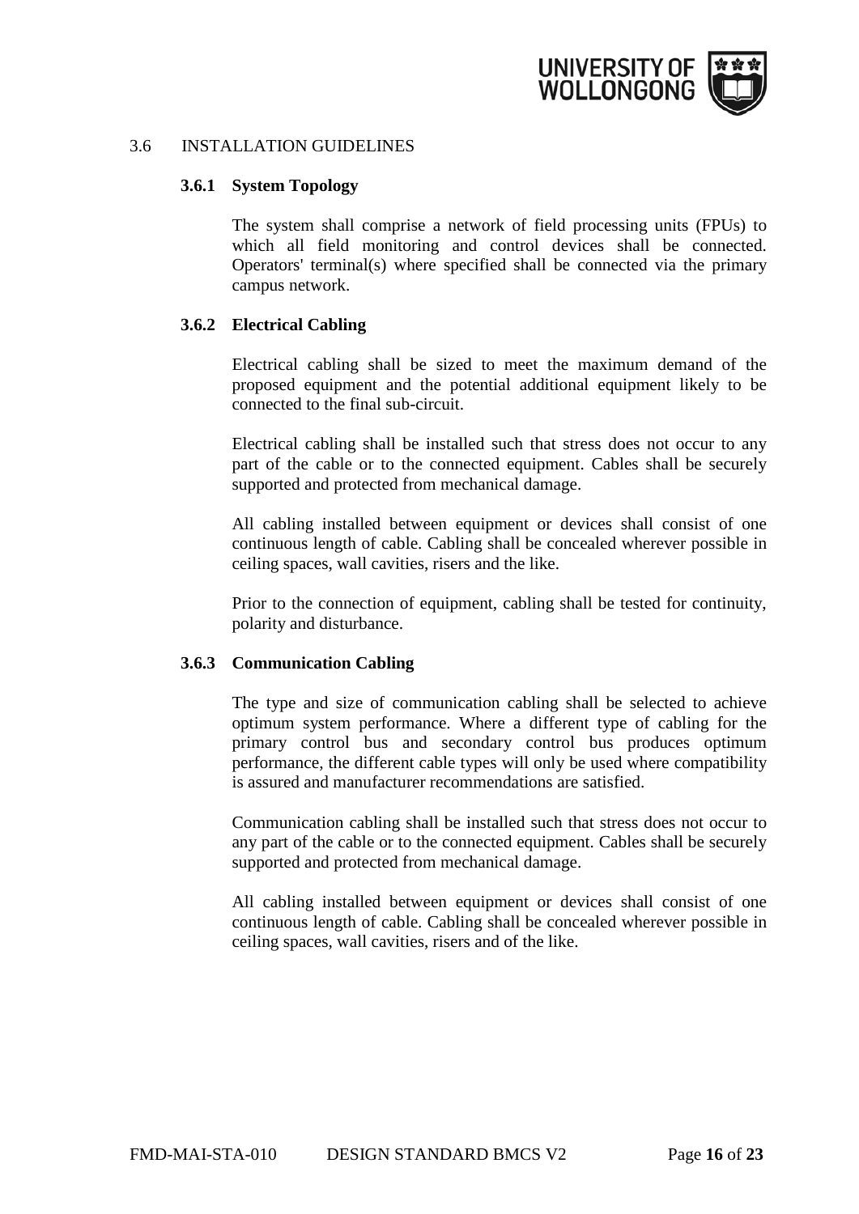## 3.6 INSTALLATION GUIDELINES

### 3.6.1 System Topology

The system shall comprise a network of field processing units (FPUs) to which all field monitoring and control devices shall be connected. Operators' terminal(s) where specified shall be connected via the primary campus network.

### 3.6.2 Electrical Cabling

Electrical cabling shall be sized to meet the maximum demand of the proposed equipment and the potential additional equipment likely to be connected to the final sub-circuit.

Electrical cabling shall be installed such that stress does not occur to any part of the cable or to the connected equipment. Cables shall be securely supported and protected from mechanical damage.

All cabling installed between equipment or devices shall consist of one continuous length of cable. Cabling shall be concealed wherever possible in ceiling spaces, wall cavities, risers and the like.

Prior to the connection of equipment, cabling shall be tested for continuity, polarity and disturbance.

### 3.6.3 Communication Cabling

The type and size of communication cabling shall be selected to achieve optimum system performance. Where a different type of cabling for the primary control bus and secondary control bus produces optimum performance, the different cable types will only be used where compatibility is assured and manufacturer recommendations are satisfied.

Communication cabling shall be installed such that stress does not occur to any part of the cable or to the connected equipment. Cables shall be securely supported and protected from mechanical damage.

All cabling installed between equipment or devices shall consist of one continuous length of cable. Cabling shall be concealed wherever possible in ceiling spaces, wall cavities, risers and of the like.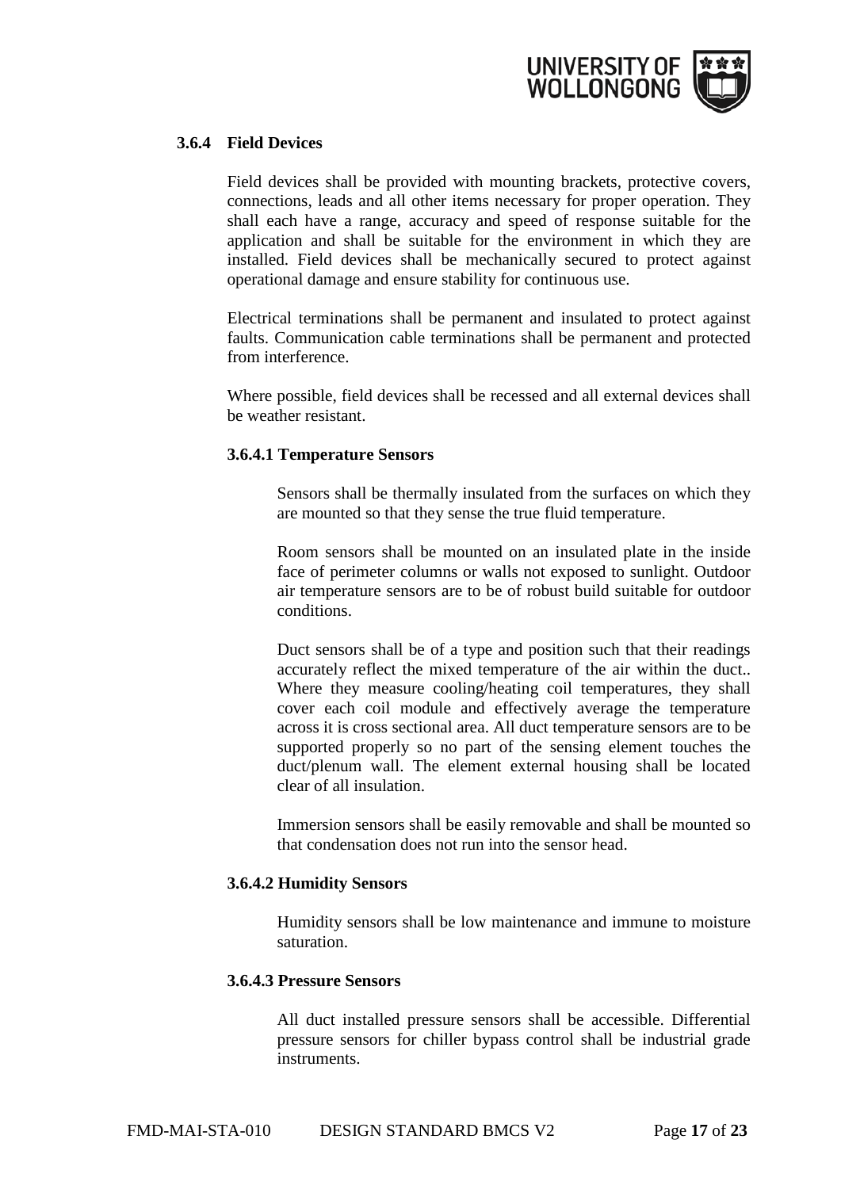### 3.6.4 Field Devices

Field devices shall be provided with mounting brackets, protective covers, connections, leads and all other items necessary for proper operation. They shall each have a range, accuracy and speed of response suitable for the application and shall be suitable for the environment in which they are installed. Field devices shall be mechanically secured to protect against operational damage and ensure stability for continuous use.

Electrical terminations shall be permanent and insulated to protect against faults. Communication cable terminations shall be permanent and protected from interference.

Where possible, field devices shall be recessed and all external devices shall be weather resistant.

#### 3.6.4.1 Temperature Sensors

Sensors shall be thermally insulated from the surfaces on which they are mounted so that they sense the true fluid temperature.

Room sensors shall be mounted on an insulated plate in the inside face of perimeter columns or walls not exposed to sunlight. Outdoor air temperature sensors are to be of robust build suitable for outdoor conditions.

Duct sensors shall be of a type and position such that their readings accurately reflect the mixed temperature of the air within the duct.. Where they measure cooling/heating coil temperatures, they shall cover each coil module and effectively average the temperature across it is cross sectional area. All duct temperature sensors are to be supported properly so no part of the sensing element touches the duct/plenum wall. The element external housing shall be located clear of all insulation.

Immersion sensors shall be easily removable and shall be mounted so that condensation does not run into the sensor head.

#### 3.6.4.2 Humidity Sensors

Humidity sensors shall be low maintenance and immune to moisture saturation.

#### 3.6.4.3 Pressure Sensors

All duct installed pressure sensors shall be accessible. Differential pressure sensors for chiller bypass control shall be industrial grade instruments.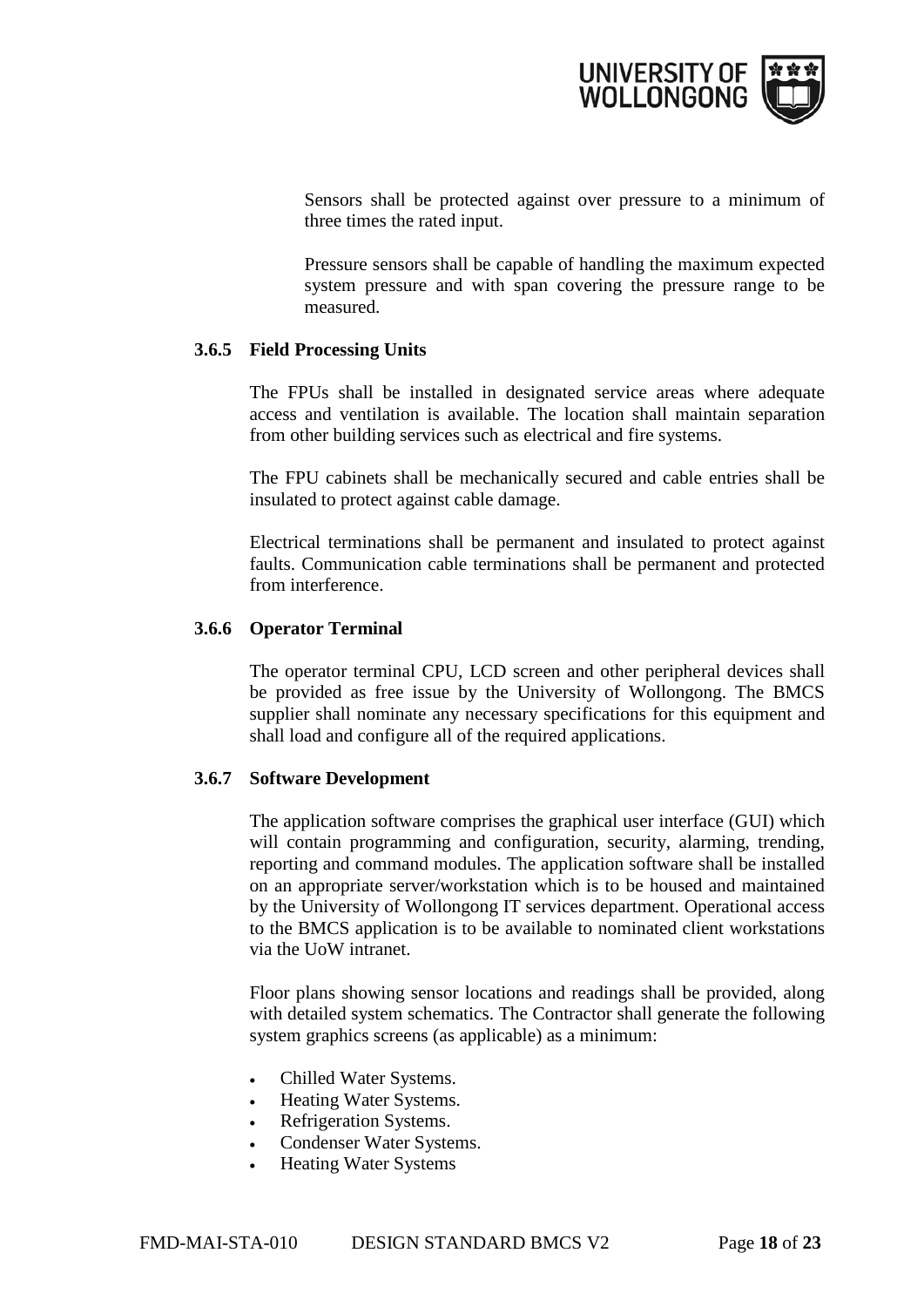Sensors shall be protected against over pressure to a minimum of three times the rated input.

Pressure sensors shall be capable of handling the maximum expected system pressure and with span covering the pressure range to be measured.

### 3.6.5 Field Processing Units

The FPUs shall be installed in designated service areas where adequate access and ventilation is available. The location shall maintain separation from other building services such as electrical and fire systems.

The FPU cabinets shall be mechanically secured and cable entries shall be insulated to protect against cable damage.

Electrical terminations shall be permanent and insulated to protect against faults. Communication cable terminations shall be permanent and protected from interference.

### 3.6.6 Operator Terminal

The operator terminal CPU, LCD screen and other peripheral devices shall be provided as free issue by the University of Wollongong. The BMCS supplier shall nominate any necessary specifications for this equipment and shall load and configure all of the required applications.

### 3.6.7 Software Development

The application software comprises the graphical user interface (GUI) which will contain programming and configuration, security, alarming, trending, reporting and command modules. The application software shall be installed on an appropriate server/workstation which is to be housed and maintained by the University of Wollongong IT services department. Operational access to the BMCS application is to be available to nominated client workstations via the UoW intranet.

Floor plans showing sensor locations and readings shall be provided, along with detailed system schematics. The Contractor shall generate the following system graphics screens (as applicable) as a minimum:

- Chilled Water Systems.
- Heating Water Systems.
- Refrigeration Systems.
- Condenser Water Systems.
- Heating Water Systems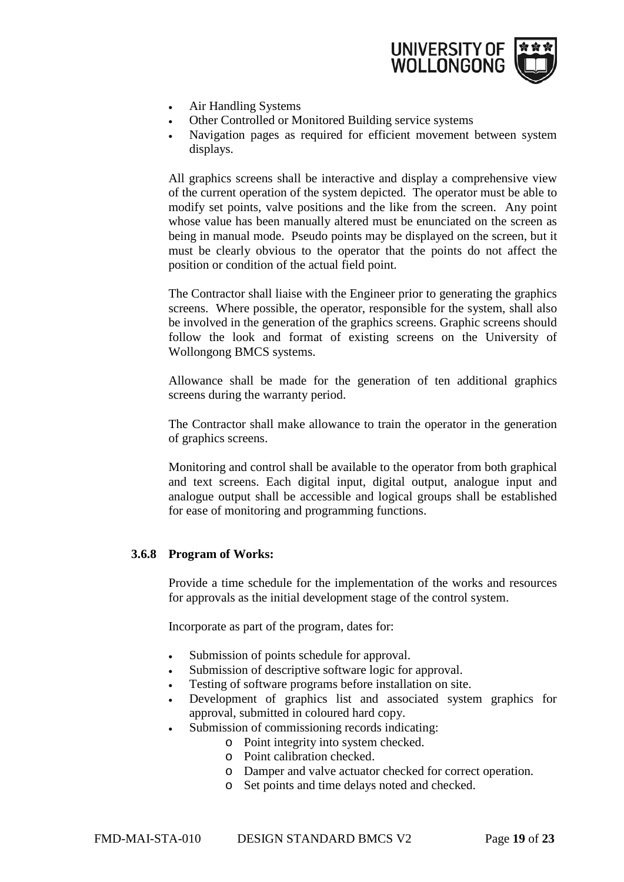- Air Handling Systems
- Other Controlled or Monitored Building service systems
- Navigation pages as required for efficient movement between system displays.

All graphics screens shall be interactive and display a comprehensive view of the current operation of the system depicted. The operator must be able to modify set points, valve positions and the like from the screen. Any point whose value has been manually altered must be enunciated on the screen as being in manual mode. Pseudo points may be displayed on the screen, but it must be clearly obvious to the operator that the points do not affect the position or condition of the actual field point.

The Contractor shall liaise with the Engineer prior to generating the graphics screens. Where possible, the operator, responsible for the system, shall also be involved in the generation of the graphics screens. Graphic screens should follow the look and format of existing screens on the University of Wollongong BMCS systems.

Allowance shall be made for the generation of ten additional graphics screens during the warranty period.

The Contractor shall make allowance to train the operator in the generation of graphics screens.

Monitoring and control shall be available to the operator from both graphical and text screens. Each digital input, digital output, analogue input and analogue output shall be accessible and logical groups shall be established for ease of monitoring and programming functions.

### 3.6.8 Program of Works:

Provide a time schedule for the implementation of the works and resources for approvals as the initial development stage of the control system.

Incorporate as part of the program, dates for:

- Submission of points schedule for approval.
- Submission of descriptive software logic for approval.
- Testing of software programs before installation on site.
- Development of graphics list and associated system graphics for approval, submitted in coloured hard copy.
- Submission of commissioning records indicating:
    - Point integrity into system checked.
    - Point calibration checked.
    - Damper and valve actuator checked for correct operation.
    - Set points and time delays noted and checked.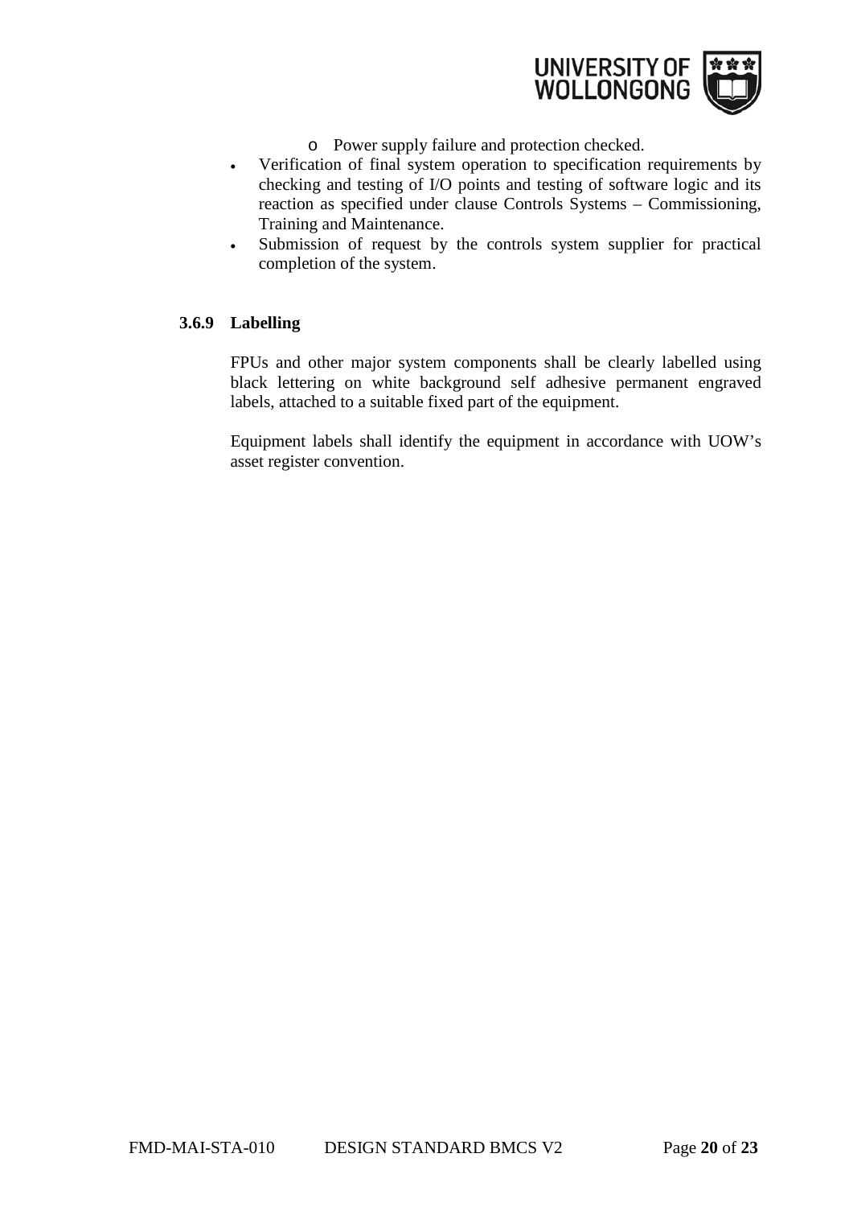- Power supply failure and protection checked.
- Verification of final system operation to specification requirements by checking and testing of I/O points and testing of software logic and its reaction as specified under clause Controls Systems – Commissioning, Training and Maintenance.
- Submission of request by the controls system supplier for practical completion of the system.

### 3.6.9 Labelling

FPUs and other major system components shall be clearly labelled using black lettering on white background self adhesive permanent engraved labels, attached to a suitable fixed part of the equipment.

Equipment labels shall identify the equipment in accordance with UOW's asset register convention.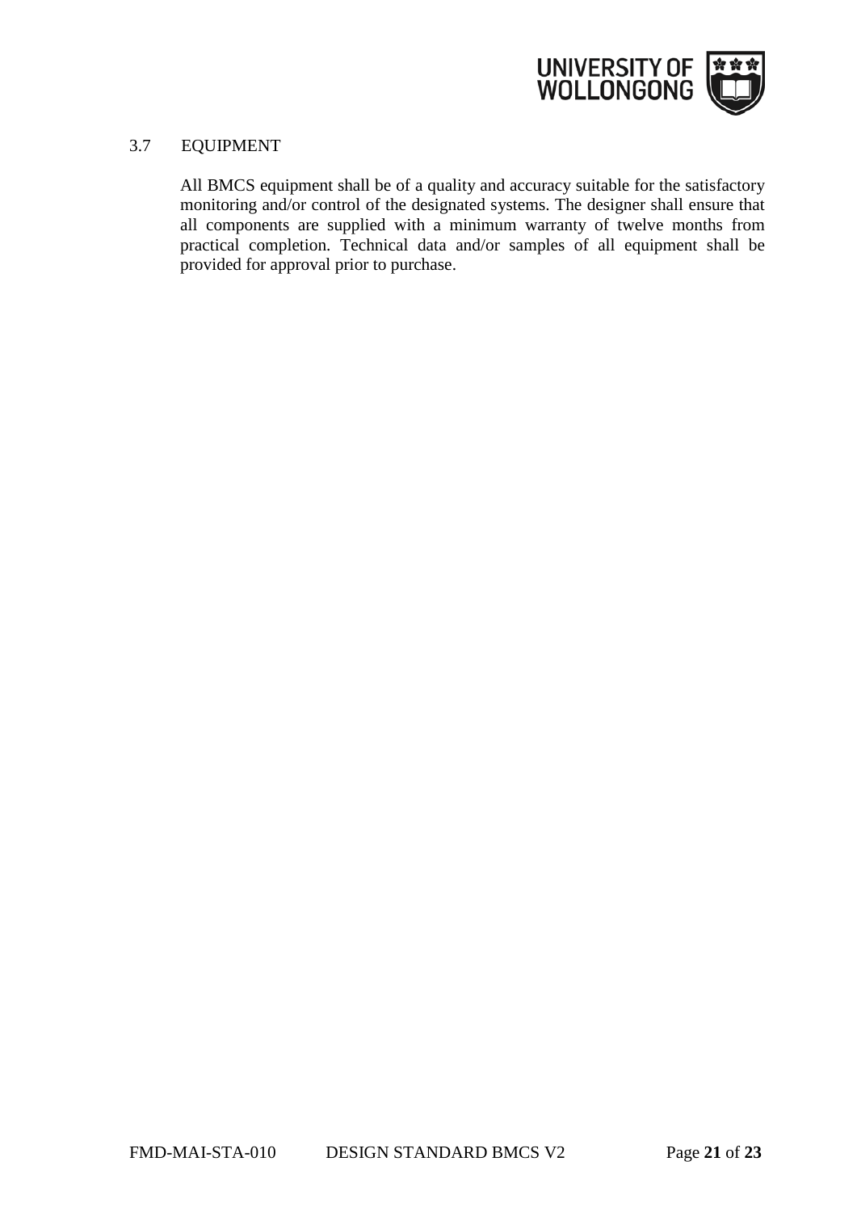## 3.7 EQUIPMENT

All BMCS equipment shall be of a quality and accuracy suitable for the satisfactory monitoring and/or control of the designated systems. The designer shall ensure that all components are supplied with a minimum warranty of twelve months from practical completion. Technical data and/or samples of all equipment shall be provided for approval prior to purchase.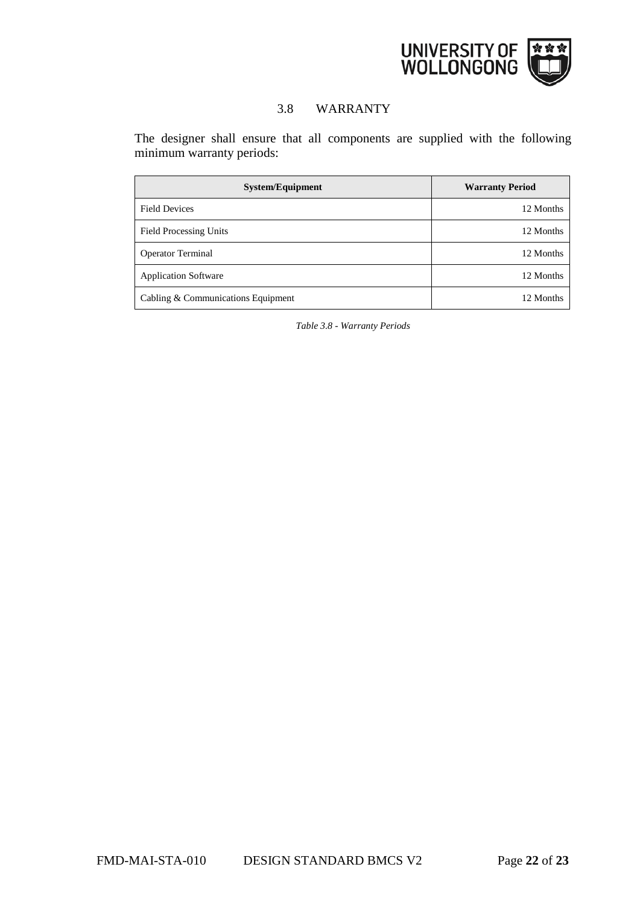## 3.8 WARRANTY

The designer shall ensure that all components are supplied with the following minimum warranty periods:

| System/Equipment | Warranty Period |
|---|---:|
| Field Devices | 12 Months |
| Field Processing Units | 12 Months |
| Operator Terminal | 12 Months |
| Application Software | 12 Months |
| Cabling & Communications Equipment | 12 Months |

*Table 3.8 - Warranty Periods*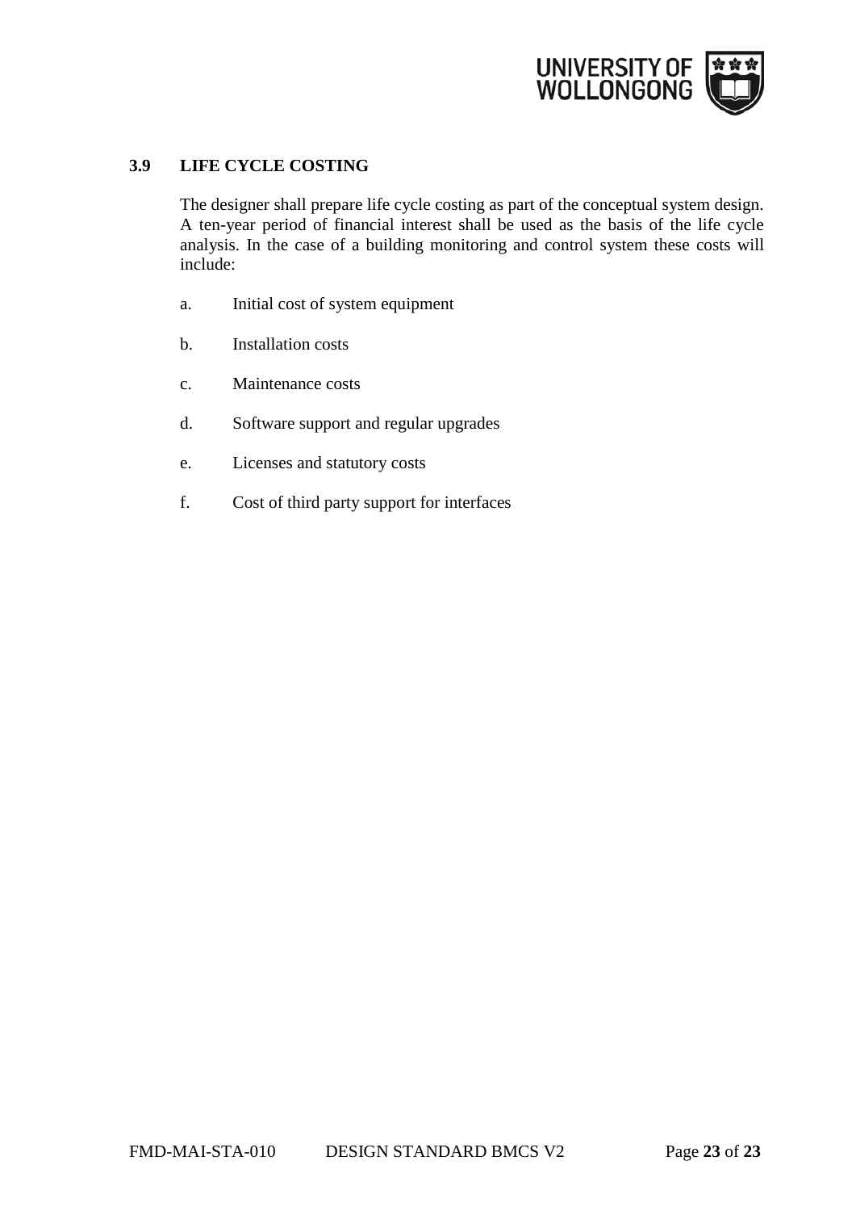### 3.9 LIFE CYCLE COSTING

The designer shall prepare life cycle costing as part of the conceptual system design. A ten-year period of financial interest shall be used as the basis of the life cycle analysis. In the case of a building monitoring and control system these costs will include:

a. Initial cost of system equipment

b. Installation costs

c. Maintenance costs

d. Software support and regular upgrades

e. Licenses and statutory costs

f. Cost of third party support for interfaces